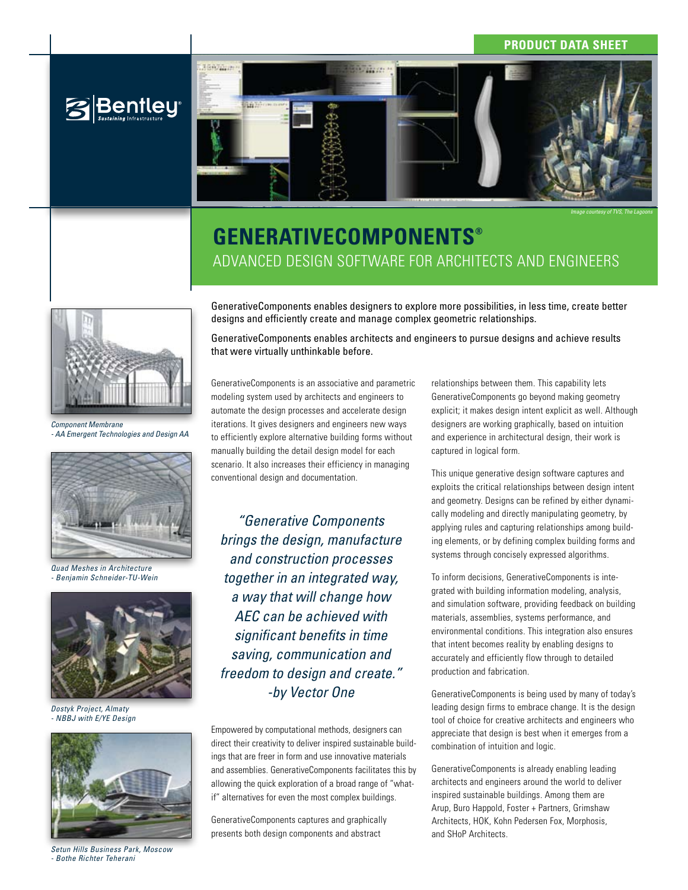PRODUCT DATA SHEET

Image courtesy of TVS, The Lagoons

# GENERATIVECOMPONENTS®

## ADVANCED DESIGN SOFTWARE FOR ARCHITECTS AND ENGINEERS

*Component Membrane - AA Emergent Technologies and Design AA*

*Quad Meshes in Architecture - Benjamin Schneider-TU-Wein*

*Dostyk Project, Almaty - NBBJ with E/YE Design*

*Setun Hills Business Park, Moscow - Bothe Richter Teherani*

GenerativeComponents enables designers to explore more possibilities, in less time, create better designs and efficiently create and manage complex geometric relationships.

GenerativeComponents enables architects and engineers to pursue designs and achieve results that were virtually unthinkable before.

GenerativeComponents is an associative and parametric modeling system used by architects and engineers to automate the design processes and accelerate design iterations. It gives designers and engineers new ways to efficiently explore alternative building forms without manually building the detail design model for each scenario. It also increases their efficiency in managing conventional design and documentation.

> *"Generative Components brings the design, manufacture and construction processes together in an integrated way, a way that will change how AEC can be achieved with significant benefits in time saving, communication and freedom to design and create." -by Vector One*

Empowered by computational methods, designers can direct their creativity to deliver inspired sustainable buildings that are freer in form and use innovative materials and assemblies. GenerativeComponents facilitates this by allowing the quick exploration of a broad range of "what-if" alternatives for even the most complex buildings.

GenerativeComponents captures and graphically presents both design components and abstract relationships between them. This capability lets GenerativeComponents go beyond making geometry explicit; it makes design intent explicit as well. Although designers are working graphically, based on intuition and experience in architectural design, their work is captured in logical form.

This unique generative design software captures and exploits the critical relationships between design intent and geometry. Designs can be refined by either dynamically modeling and directly manipulating geometry, by applying rules and capturing relationships among building elements, or by defining complex building forms and systems through concisely expressed algorithms.

To inform decisions, GenerativeComponents is integrated with building information modeling, analysis, and simulation software, providing feedback on building materials, assemblies, systems performance, and environmental conditions. This integration also ensures that intent becomes reality by enabling designs to accurately and efficiently flow through to detailed production and fabrication.

GenerativeComponents is being used by many of today's leading design firms to embrace change. It is the design tool of choice for creative architects and engineers who appreciate that design is best when it emerges from a combination of intuition and logic.

GenerativeComponents is already enabling leading architects and engineers around the world to deliver inspired sustainable buildings. Among them are Arup, Buro Happold, Foster + Partners, Grimshaw Architects, HOK, Kohn Pedersen Fox, Morphosis, and SHoP Architects.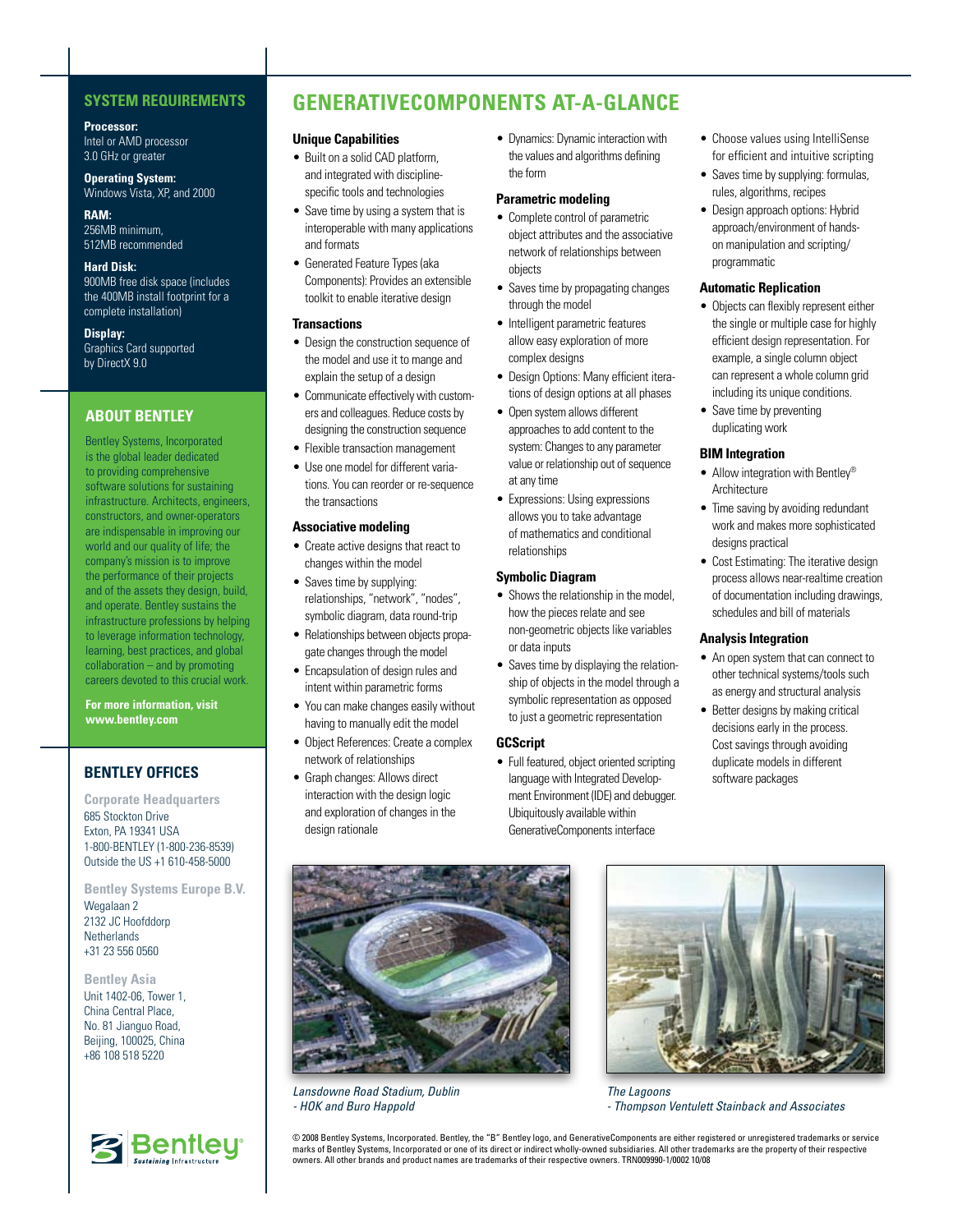## SYSTEM REQUIREMENTS

**Processor:**
Intel or AMD processor 3.0 GHz or greater

**Operating System:**
Windows Vista, XP, and 2000

**RAM:**
256MB minimum, 512MB recommended

**Hard Disk:**
900MB free disk space (includes the 400MB install footprint for a complete installation)

**Display:**
Graphics Card supported by DirectX 9.0

## ABOUT BENTLEY

Bentley Systems, Incorporated is the global leader dedicated to providing comprehensive software solutions for sustaining infrastructure. Architects, engineers, constructors, and owner-operators are indispensable in improving our world and our quality of life; the company's mission is to improve the performance of their projects and of the assets they design, build, and operate. Bentley sustains the infrastructure professions by helping to leverage information technology, learning, best practices, and global collaboration – and by promoting careers devoted to this crucial work.

**For more information, visit www.bentley.com**

## BENTLEY OFFICES

**Corporate Headquarters**
685 Stockton Drive
Exton, PA 19341 USA
1-800-BENTLEY (1-800-236-8539)
Outside the US +1 610-458-5000

**Bentley Systems Europe B.V.**
Wegalaan 2
2132 JC Hoofddorp
Netherlands
+31 23 556 0560

**Bentley Asia**
Unit 1402-06, Tower 1,
China Central Place,
No. 81 Jianguo Road,
Beijing, 100025, China
+86 108 518 5220

# GENERATIVECOMPONENTS AT-A-GLANCE

### Unique Capabilities

- Built on a solid CAD platform, and integrated with discipline-specific tools and technologies
- Save time by using a system that is interoperable with many applications and formats
- Generated Feature Types (aka Components): Provides an extensible toolkit to enable iterative design

### Transactions

- Design the construction sequence of the model and use it to mange and explain the setup of a design
- Communicate effectively with customers and colleagues. Reduce costs by designing the construction sequence
- Flexible transaction management
- Use one model for different variations. You can reorder or re-sequence the transactions

### Associative modeling

- Create active designs that react to changes within the model
- Saves time by supplying: relationships, "network", "nodes", symbolic diagram, data round-trip
- Relationships between objects propagate changes through the model
- Encapsulation of design rules and intent within parametric forms
- You can make changes easily without having to manually edit the model
- Object References: Create a complex network of relationships
- Graph changes: Allows direct interaction with the design logic and exploration of changes in the design rationale
- Dynamics: Dynamic interaction with the values and algorithms defining the form

### Parametric modeling

- Complete control of parametric object attributes and the associative network of relationships between objects
- Saves time by propagating changes through the model
- Intelligent parametric features allow easy exploration of more complex designs
- Design Options: Many efficient iterations of design options at all phases
- Open system allows different approaches to add content to the system: Changes to any parameter value or relationship out of sequence at any time
- Expressions: Using expressions allows you to take advantage of mathematics and conditional relationships

### Symbolic Diagram

- Shows the relationship in the model, how the pieces relate and see non-geometric objects like variables or data inputs
- Saves time by displaying the relationship of objects in the model through a symbolic representation as opposed to just a geometric representation

### GCScript

- Full featured, object oriented scripting language with Integrated Development Environment (IDE) and debugger. Ubiquitously available within GenerativeComponents interface
- Choose values using IntelliSense for efficient and intuitive scripting
- Saves time by supplying: formulas, rules, algorithms, recipes
- Design approach options: Hybrid approach/environment of hands-on manipulation and scripting/programmatic

### Automatic Replication

- Objects can flexibly represent either the single or multiple case for highly efficient design representation. For example, a single column object can represent a whole column grid including its unique conditions.
- Save time by preventing duplicating work

### BIM Integration

- Allow integration with Bentley® Architecture
- Time saving by avoiding redundant work and makes more sophisticated designs practical
- Cost Estimating: The iterative design process allows near-realtime creation of documentation including drawings, schedules and bill of materials

### Analysis Integration

- An open system that can connect to other technical systems/tools such as energy and structural analysis
- Better designs by making critical decisions early in the process. Cost savings through avoiding duplicate models in different software packages

*Lansdowne Road Stadium, Dublin - HOK and Buro Happold*

*The Lagoons - Thompson Ventulett Stainback and Associates*

© 2008 Bentley Systems, Incorporated. Bentley, the "B" Bentley logo, and GenerativeComponents are either registered or unregistered trademarks or service marks of Bentley Systems, Incorporated or one of its direct or indirect wholly-owned subsidiaries. All other trademarks are the property of their respective owners. All other brands and product names are trademarks of their respective owners. TRN009990-1/0002 10/08